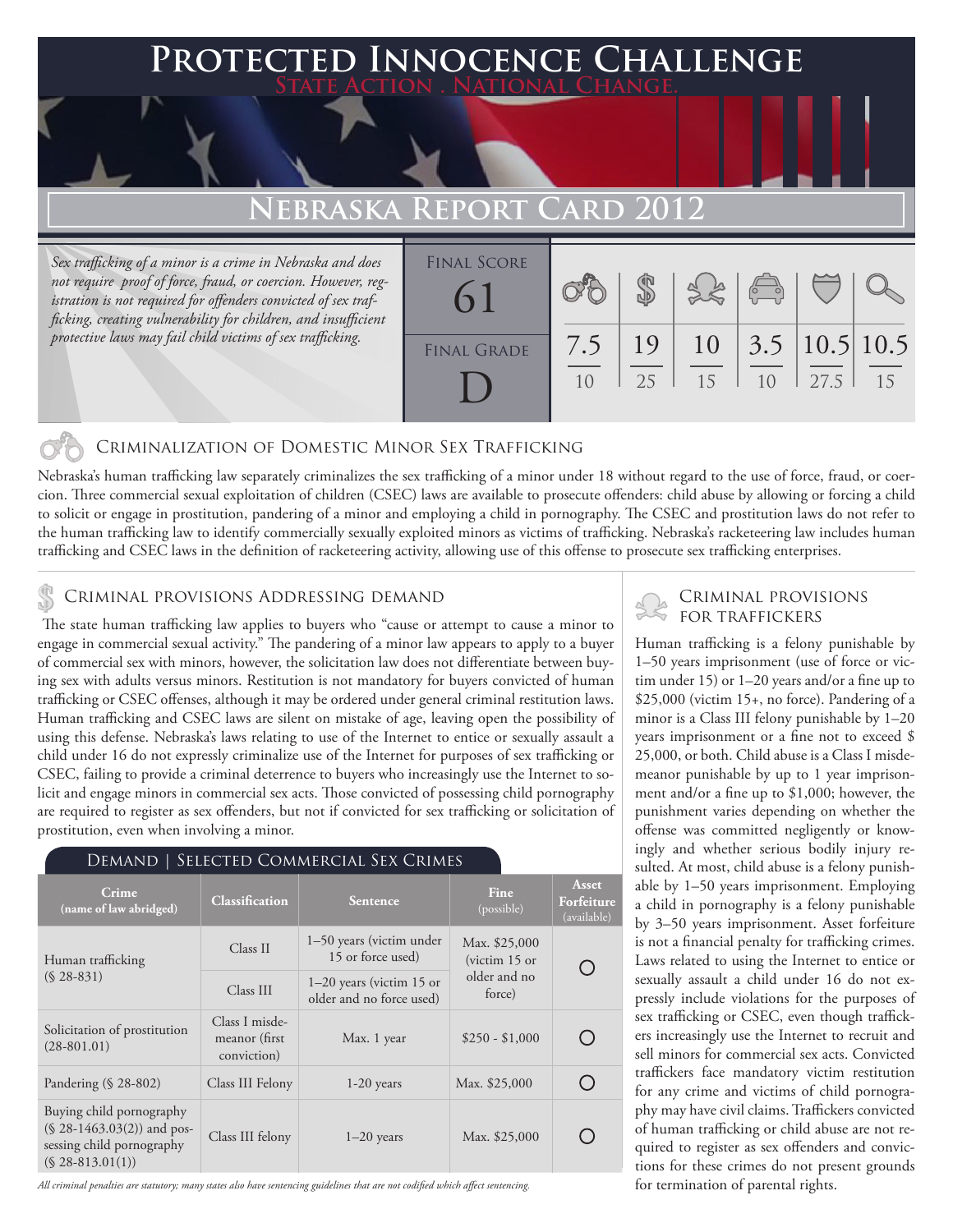# Protected Innocence Challenge

State Action . National Change.

## Nebraska Report Card 2012

*Sex trafficking of a minor is a crime in Nebraska and does not require proof of force, fraud, or coercion. However, registration is not required for offenders convicted of sex trafficking, creating vulnerability for children, and insufficient protective laws may fail child victims of sex trafficking.*

| Final Score | Final Grade |
|---|---|
| 61 | D |

| Criminalization of Domestic Minor Sex Trafficking | Criminal Provisions Addressing Demand | Criminal Provisions for Traffickers | Criminal Provisions for Facilitators | Protective Provisions for the Child Victims | Criminal Justice Tools for Investigation and Prosecution |
|---|---|---|---|---|---|
| 7.5/10 | 19/25 | 10/15 | 3.5/10 | 10.5/27.5 | 10.5/15 |

### Criminalization of Domestic Minor Sex Trafficking

Nebraska's human trafficking law separately criminalizes the sex trafficking of a minor under 18 without regard to the use of force, fraud, or coercion. Three commercial sexual exploitation of children (CSEC) laws are available to prosecute offenders: child abuse by allowing or forcing a child to solicit or engage in prostitution, pandering of a minor and employing a child in pornography. The CSEC and prostitution laws do not refer to the human trafficking law to identify commercially sexually exploited minors as victims of trafficking. Nebraska's racketeering law includes human trafficking and CSEC laws in the definition of racketeering activity, allowing use of this offense to prosecute sex trafficking enterprises.

### Criminal provisions Addressing demand

The state human trafficking law applies to buyers who "cause or attempt to cause a minor to engage in commercial sexual activity." The pandering of a minor law appears to apply to a buyer of commercial sex with minors, however, the solicitation law does not differentiate between buying sex with adults versus minors. Restitution is not mandatory for buyers convicted of human trafficking or CSEC offenses, although it may be ordered under general criminal restitution laws. Human trafficking and CSEC laws are silent on mistake of age, leaving open the possibility of using this defense. Nebraska's laws relating to use of the Internet to entice or sexually assault a child under 16 do not expressly criminalize use of the Internet for purposes of sex trafficking or CSEC, failing to provide a criminal deterrence to buyers who increasingly use the Internet to solicit and engage minors in commercial sex acts. Those convicted of possessing child pornography are required to register as sex offenders, but not if convicted for sex trafficking or solicitation of prostitution, even when involving a minor.

#### Demand | Selected Commercial Sex Crimes

| Crime (name of law abridged) | Classification | Sentence | Fine (possible) | Asset Forfeiture (available) |
|---|---|---|---|---|
| Human trafficking (§ 28-831) | Class II | 1–50 years (victim under 15 or force used) | Max. $25,000 (victim 15 or older and no force) | ○ |
| | Class III | 1–20 years (victim 15 or older and no force used) | | |
| Solicitation of prostitution (28-801.01) | Class I misdemeanor (first conviction) | Max. 1 year | $250 - $1,000 | ○ |
| Pandering (§ 28-802) | Class III Felony | 1-20 years | Max. $25,000 | ○ |
| Buying child pornography (§ 28-1463.03(2)) and possessing child pornography (§ 28-813.01(1)) | Class III felony | 1–20 years | Max. $25,000 | ○ |

*All criminal penalties are statutory; many states also have sentencing guidelines that are not codified which affect sentencing.*

### Criminal provisions for traffickers

Human trafficking is a felony punishable by 1–50 years imprisonment (use of force or victim under 15) or 1–20 years and/or a fine up to $25,000 (victim 15+, no force). Pandering of a minor is a Class III felony punishable by 1–20 years imprisonment or a fine not to exceed $ 25,000, or both. Child abuse is a Class I misdemeanor punishable by up to 1 year imprisonment and/or a fine up to $1,000; however, the punishment varies depending on whether the offense was committed negligently or knowingly and whether serious bodily injury resulted. At most, child abuse is a felony punishable by 1–50 years imprisonment. Employing a child in pornography is a felony punishable by 3–50 years imprisonment. Asset forfeiture is not a financial penalty for trafficking crimes. Laws related to using the Internet to entice or sexually assault a child under 16 do not expressly include violations for the purposes of sex trafficking or CSEC, even though traffickers increasingly use the Internet to recruit and sell minors for commercial sex acts. Convicted traffickers face mandatory victim restitution for any crime and victims of child pornography may have civil claims. Traffickers convicted of human trafficking or child abuse are not required to register as sex offenders and convictions for these crimes do not present grounds for termination of parental rights.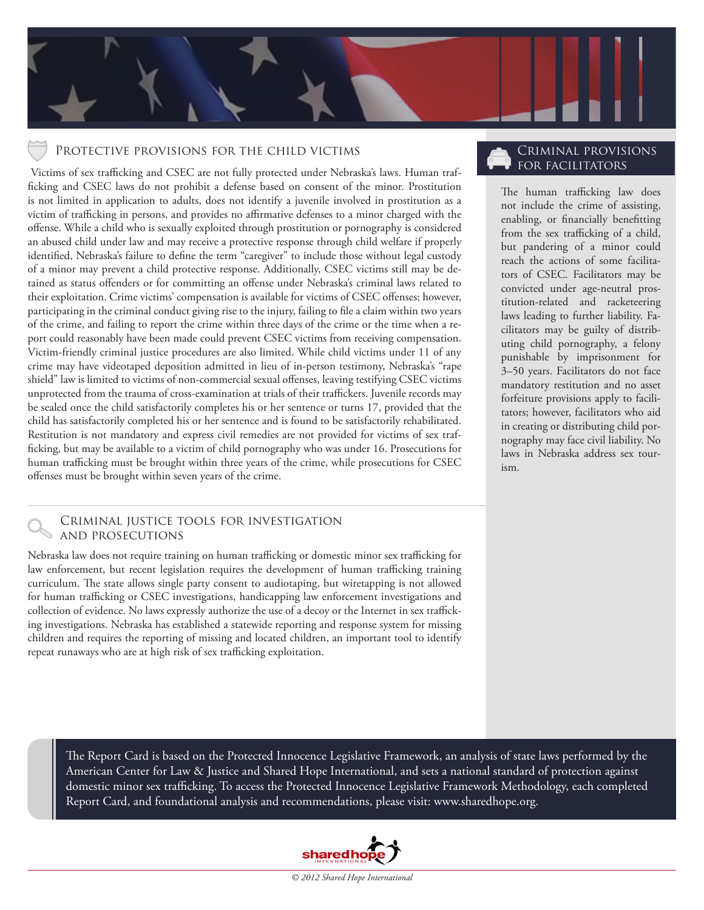## Protective provisions for the child victims

Victims of sex trafficking and CSEC are not fully protected under Nebraska's laws. Human trafficking and CSEC laws do not prohibit a defense based on consent of the minor. Prostitution is not limited in application to adults, does not identify a juvenile involved in prostitution as a victim of trafficking in persons, and provides no affirmative defenses to a minor charged with the offense. While a child who is sexually exploited through prostitution or pornography is considered an abused child under law and may receive a protective response through child welfare if properly identified, Nebraska's failure to define the term "caregiver" to include those without legal custody of a minor may prevent a child protective response. Additionally, CSEC victims still may be detained as status offenders or for committing an offense under Nebraska's criminal laws related to their exploitation. Crime victims' compensation is available for victims of CSEC offenses; however, participating in the criminal conduct giving rise to the injury, failing to file a claim within two years of the crime, and failing to report the crime within three days of the crime or the time when a report could reasonably have been made could prevent CSEC victims from receiving compensation. Victim-friendly criminal justice procedures are also limited. While child victims under 11 of any crime may have videotaped deposition admitted in lieu of in-person testimony, Nebraska's "rape shield" law is limited to victims of non-commercial sexual offenses, leaving testifying CSEC victims unprotected from the trauma of cross-examination at trials of their traffickers. Juvenile records may be sealed once the child satisfactorily completes his or her sentence or turns 17, provided that the child has satisfactorily completed his or her sentence and is found to be satisfactorily rehabilitated. Restitution is not mandatory and express civil remedies are not provided for victims of sex trafficking, but may be available to a victim of child pornography who was under 16. Prosecutions for human trafficking must be brought within three years of the crime, while prosecutions for CSEC offenses must be brought within seven years of the crime.

## Criminal justice tools for investigation and prosecutions

Nebraska law does not require training on human trafficking or domestic minor sex trafficking for law enforcement, but recent legislation requires the development of human trafficking training curriculum. The state allows single party consent to audiotaping, but wiretapping is not allowed for human trafficking or CSEC investigations, handicapping law enforcement investigations and collection of evidence. No laws expressly authorize the use of a decoy or the Internet in sex trafficking investigations. Nebraska has established a statewide reporting and response system for missing children and requires the reporting of missing and located children, an important tool to identify repeat runaways who are at high risk of sex trafficking exploitation.

## Criminal provisions for facilitators

The human trafficking law does not include the crime of assisting, enabling, or financially benefitting from the sex trafficking of a child, but pandering of a minor could reach the actions of some facilitators of CSEC. Facilitators may be convicted under age-neutral prostitution-related and racketeering laws leading to further liability. Facilitators may be guilty of distributing child pornography, a felony punishable by imprisonment for 3–50 years. Facilitators do not face mandatory restitution and no asset forfeiture provisions apply to facilitators; however, facilitators who aid in creating or distributing child pornography may face civil liability. No laws in Nebraska address sex tourism.

The Report Card is based on the Protected Innocence Legislative Framework, an analysis of state laws performed by the American Center for Law & Justice and Shared Hope International, and sets a national standard of protection against domestic minor sex trafficking. To access the Protected Innocence Legislative Framework Methodology, each completed Report Card, and foundational analysis and recommendations, please visit: www.sharedhope.org.

sharedhope INTERNATIONAL

*© 2012 Shared Hope International*